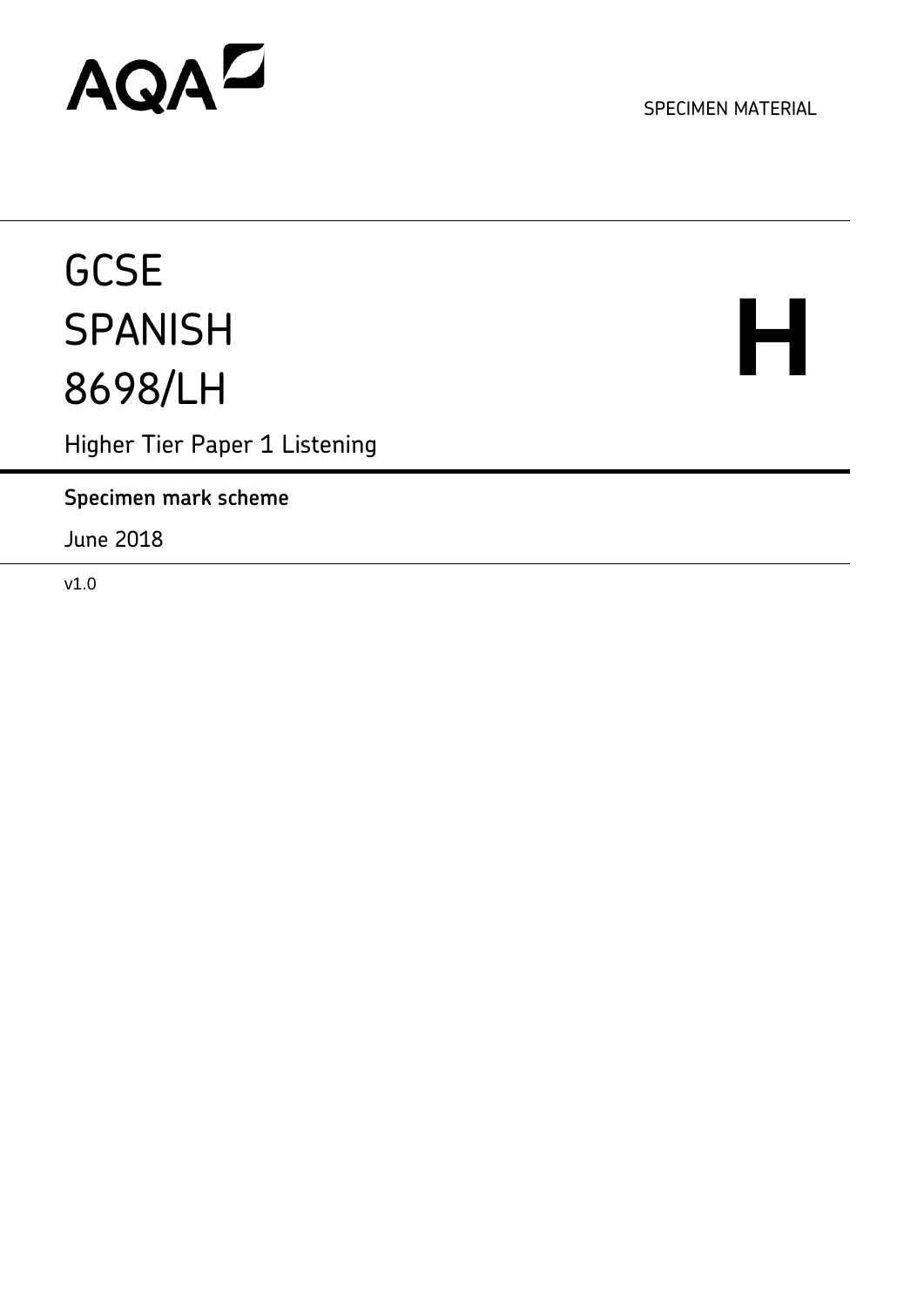AQA

SPECIMEN MATERIAL

# GCSE SPANISH 8698/LH

**H**

Higher Tier Paper 1 Listening

**Specimen mark scheme**

June 2018

v1.0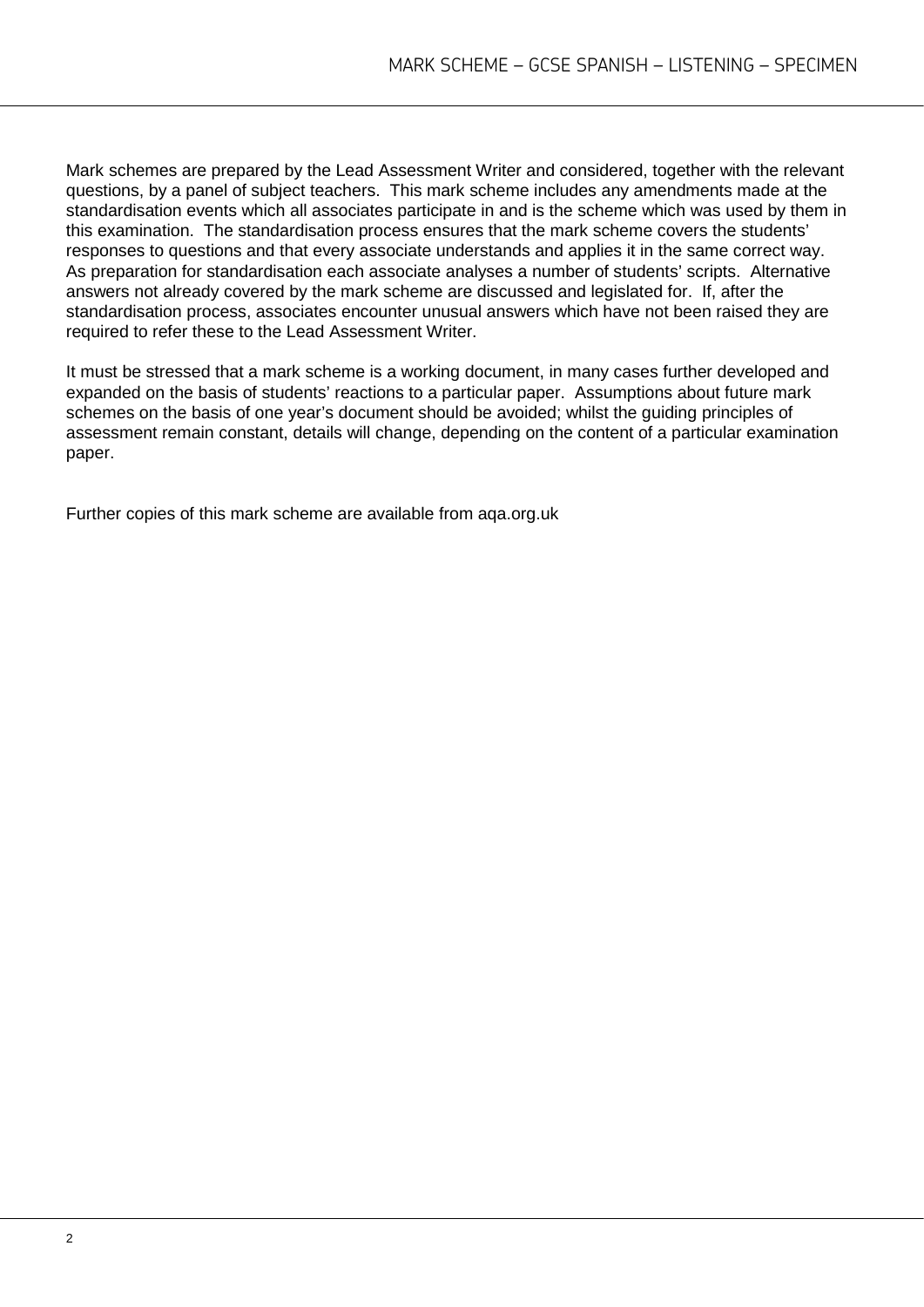Mark schemes are prepared by the Lead Assessment Writer and considered, together with the relevant questions, by a panel of subject teachers. This mark scheme includes any amendments made at the standardisation events which all associates participate in and is the scheme which was used by them in this examination. The standardisation process ensures that the mark scheme covers the students' responses to questions and that every associate understands and applies it in the same correct way. As preparation for standardisation each associate analyses a number of students' scripts. Alternative answers not already covered by the mark scheme are discussed and legislated for. If, after the standardisation process, associates encounter unusual answers which have not been raised they are required to refer these to the Lead Assessment Writer.

It must be stressed that a mark scheme is a working document, in many cases further developed and expanded on the basis of students' reactions to a particular paper. Assumptions about future mark schemes on the basis of one year's document should be avoided; whilst the guiding principles of assessment remain constant, details will change, depending on the content of a particular examination paper.

Further copies of this mark scheme are available from aqa.org.uk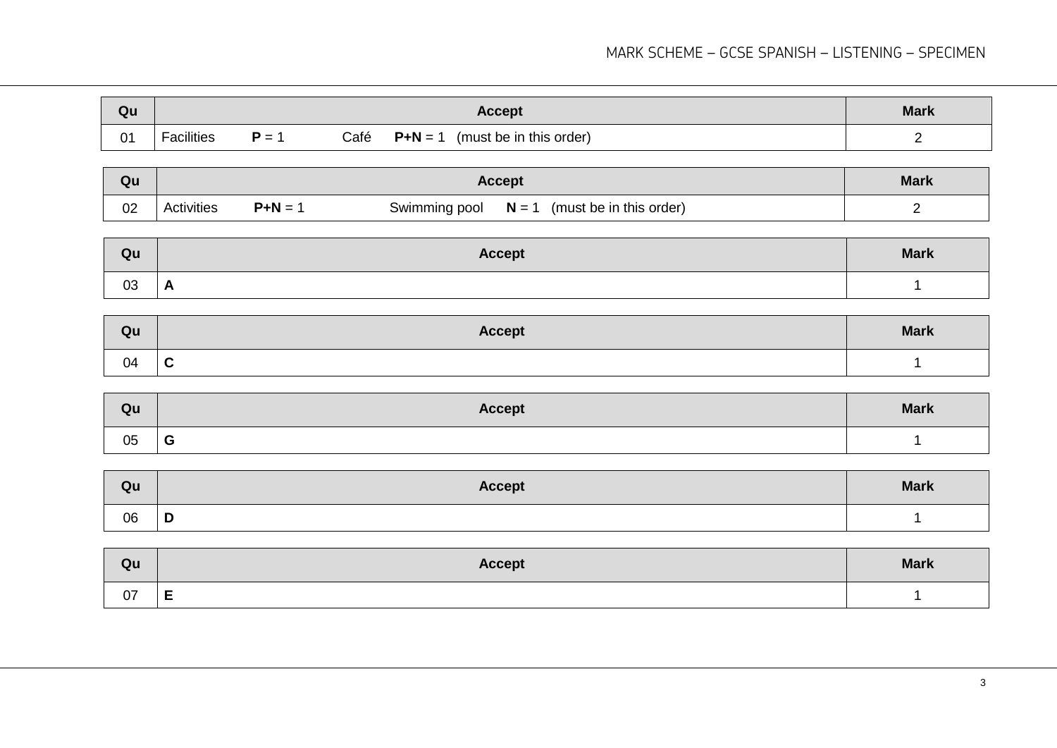| Qu | Accept | Mark |
|---|---|---|
| 01 | Facilities **P** = 1 Café **P+N** = 1 (must be in this order) | 2 |

| Qu | Accept | Mark |
|---|---|---|
| 02 | Activities **P+N** = 1 Swimming pool **N** = 1 (must be in this order) | 2 |

| Qu | Accept | Mark |
|---|---|---|
| 03 | **A** | 1 |

| Qu | Accept | Mark |
|---|---|---|
| 04 | **C** | 1 |

| Qu | Accept | Mark |
|---|---|---|
| 05 | **G** | 1 |

| Qu | Accept | Mark |
|---|---|---|
| 06 | **D** | 1 |

| Qu | Accept | Mark |
|---|---|---|
| 07 | **E** | 1 |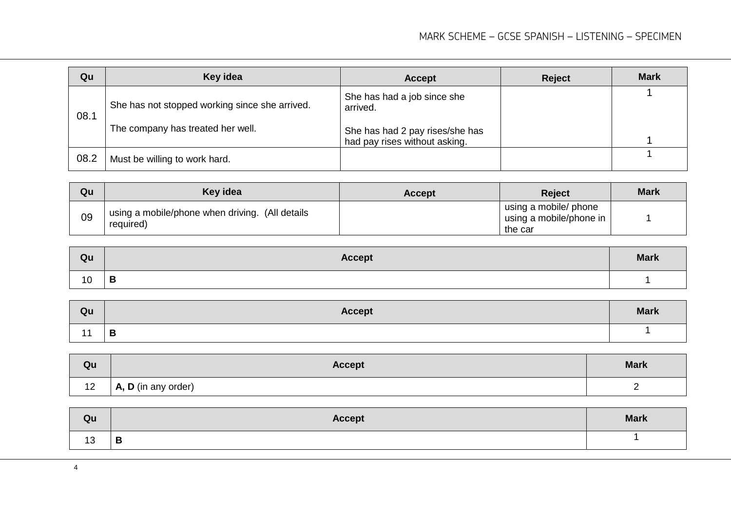| Qu | Key idea | Accept | Reject | Mark |
|---|---|---|---|---|
| 08.1 | She has not stopped working since she arrived.<br><br>The company has treated her well. | She has had a job since she arrived.<br><br>She has had 2 pay rises/she has had pay rises without asking. | | 1<br><br>1 |
| 08.2 | Must be willing to work hard. | | | 1 |

| Qu | Key idea | Accept | Reject | Mark |
|---|---|---|---|---|
| 09 | using a mobile/phone when driving. (All details required) | | using a mobile/ phone using a mobile/phone in the car | 1 |

| Qu | Accept | Mark |
|---|---|---|
| 10 | **B** | 1 |

| Qu | Accept | Mark |
|---|---|---|
| 11 | **B** | 1 |

| Qu | Accept | Mark |
|---|---|---|
| 12 | **A, D** (in any order) | 2 |

| Qu | Accept | Mark |
|---|---|---|
| 13 | **B** | 1 |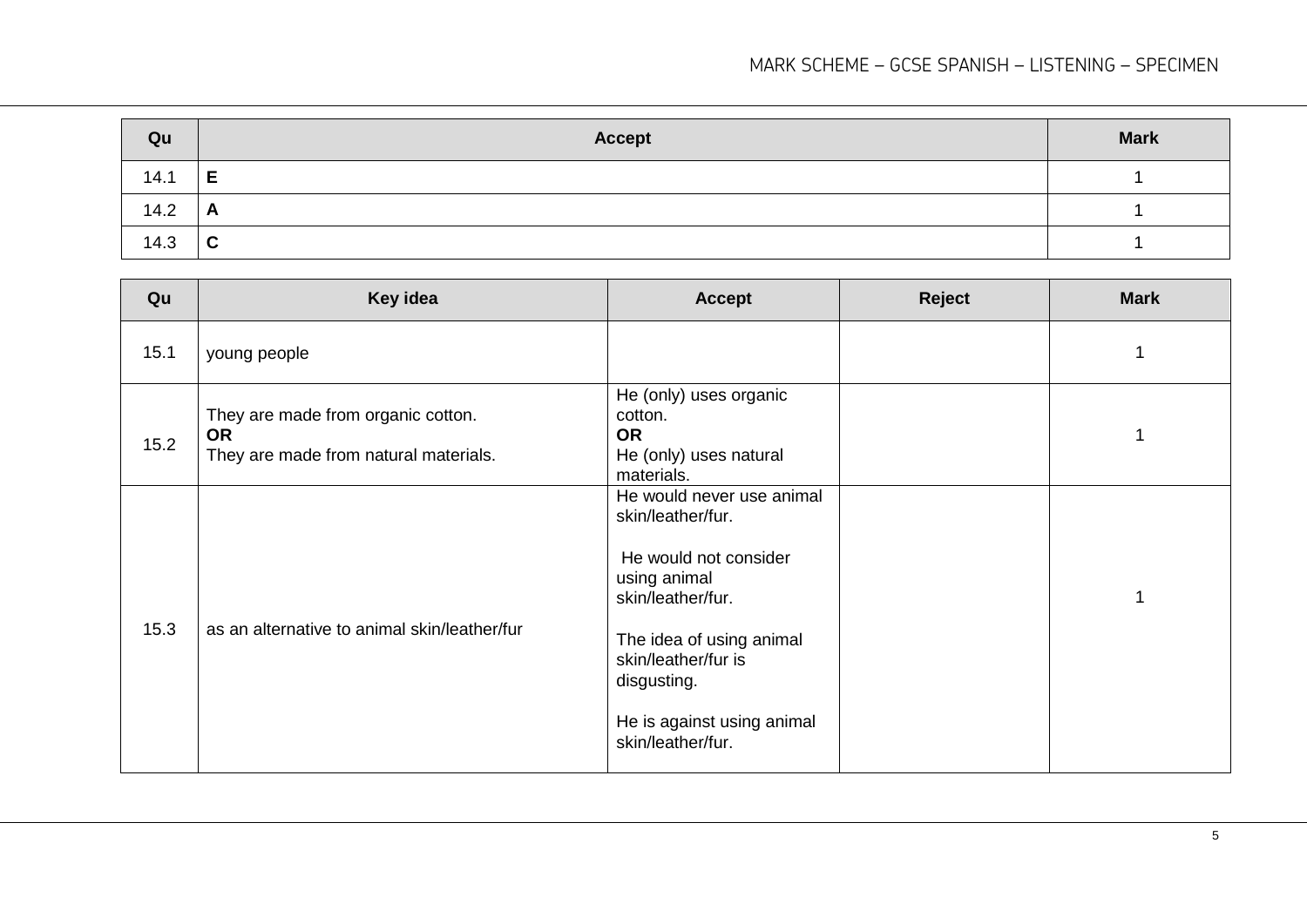| Qu | Accept | Mark |
|---|---|---|
| 14.1 | **E** | 1 |
| 14.2 | **A** | 1 |
| 14.3 | **C** | 1 |

| Qu | Key idea | Accept | Reject | Mark |
|---|---|---|---|---|
| 15.1 | young people | | | 1 |
| 15.2 | They are made from organic cotton.<br>**OR**<br>They are made from natural materials. | He (only) uses organic cotton.<br>**OR**<br>He (only) uses natural materials. | | 1 |
| 15.3 | as an alternative to animal skin/leather/fur | He would never use animal skin/leather/fur.<br><br>He would not consider using animal skin/leather/fur.<br><br>The idea of using animal skin/leather/fur is disgusting.<br><br>He is against using animal skin/leather/fur. | | 1 |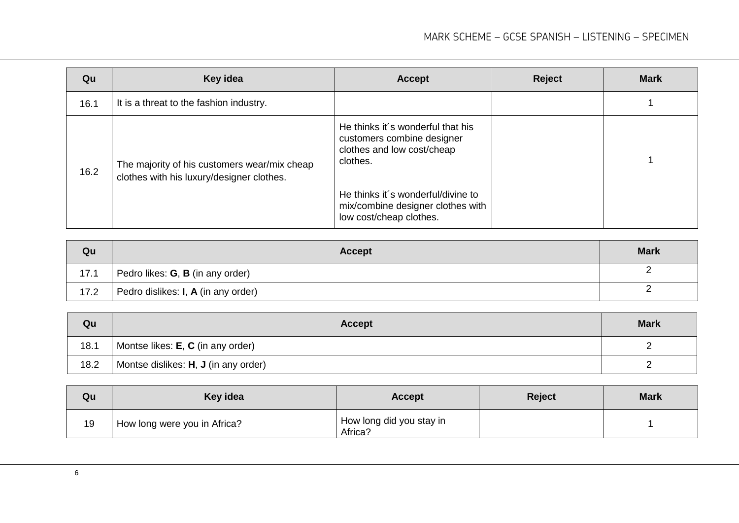| Qu | Key idea | Accept | Reject | Mark |
|---|---|---|---|---|
| 16.1 | It is a threat to the fashion industry. | | | 1 |
| 16.2 | The majority of his customers wear/mix cheap clothes with his luxury/designer clothes. | He thinks it´s wonderful that his customers combine designer clothes and low cost/cheap clothes.<br><br>He thinks it´s wonderful/divine to mix/combine designer clothes with low cost/cheap clothes. | | 1 |

| Qu | Accept | Mark |
|---|---|---|
| 17.1 | Pedro likes: **G**, **B** (in any order) | 2 |
| 17.2 | Pedro dislikes: **I**, **A** (in any order) | 2 |

| Qu | Accept | Mark |
|---|---|---|
| 18.1 | Montse likes: **E**, **C** (in any order) | 2 |
| 18.2 | Montse dislikes: **H**, **J** (in any order) | 2 |

| Qu | Key idea | Accept | Reject | Mark |
|---|---|---|---|---|
| 19 | How long were you in Africa? | How long did you stay in Africa? | | 1 |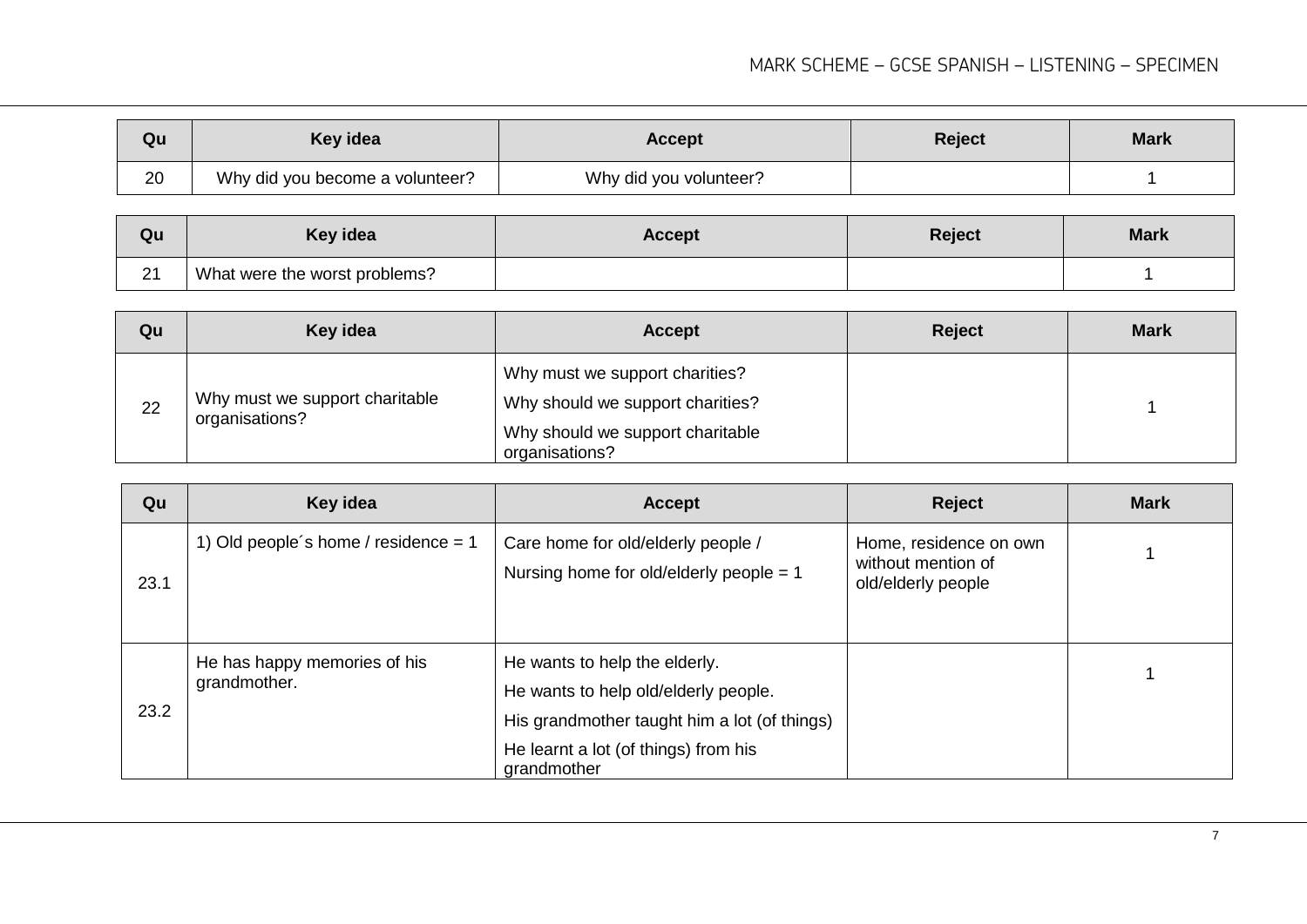| Qu | Key idea | Accept | Reject | Mark |
|---|---|---|---|---|
| 20 | Why did you become a volunteer? | Why did you volunteer? | | 1 |

| Qu | Key idea | Accept | Reject | Mark |
|---|---|---|---|---|
| 21 | What were the worst problems? | | | 1 |

| Qu | Key idea | Accept | Reject | Mark |
|---|---|---|---|---|
| 22 | Why must we support charitable organisations? | Why must we support charities?<br>Why should we support charities?<br>Why should we support charitable organisations? | | 1 |

| Qu | Key idea | Accept | Reject | Mark |
|---|---|---|---|---|
| 23.1 | 1) Old people´s home / residence = 1 | Care home for old/elderly people /<br>Nursing home for old/elderly people = 1 | Home, residence on own without mention of old/elderly people | 1 |
| 23.2 | He has happy memories of his grandmother. | He wants to help the elderly.<br>He wants to help old/elderly people.<br>His grandmother taught him a lot (of things)<br>He learnt a lot (of things) from his grandmother | | 1 |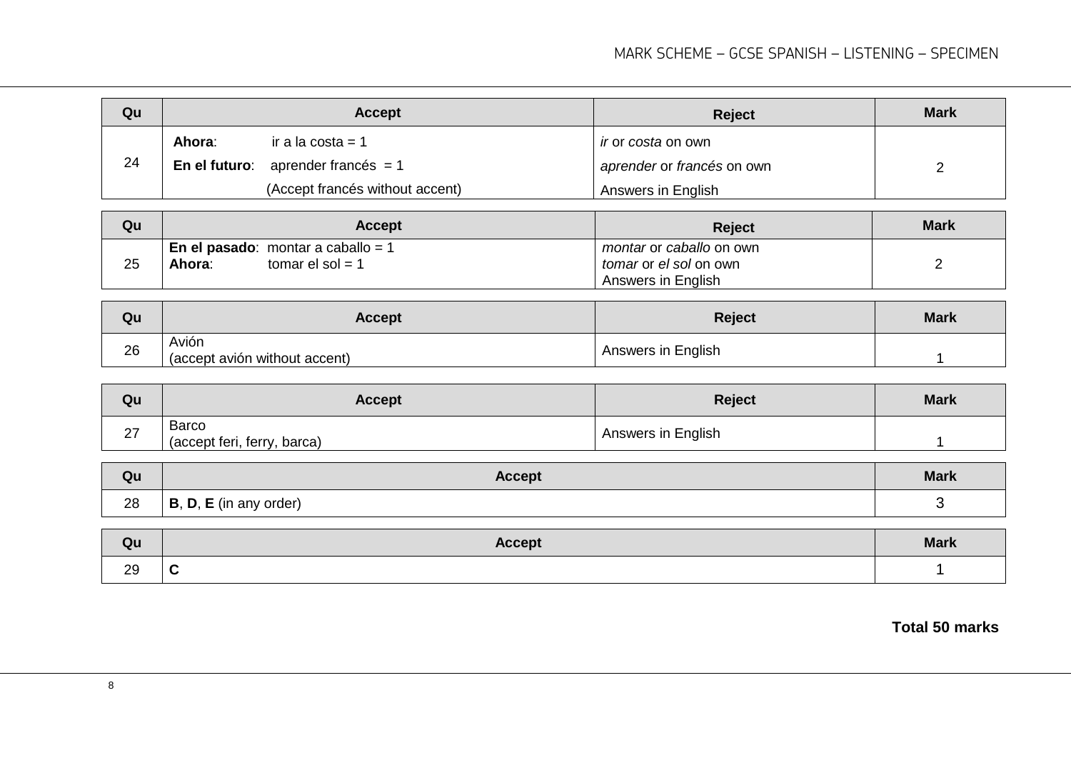| Qu | Accept | Reject | Mark |
|---|---|---|---|
| 24 | **Ahora**: ir a la costa = 1<br>**En el futuro**: aprender francés = 1<br>(Accept francés without accent) | *ir* or *costa* on own<br>*aprender* or *francés* on own<br>Answers in English | 2 |

| Qu | Accept | Reject | Mark |
|---|---|---|---|
| 25 | **En el pasado**: montar a caballo = 1<br>**Ahora**: tomar el sol = 1 | *montar* or *caballo* on own<br>*tomar* or *el sol* on own<br>Answers in English | 2 |

| Qu | Accept | Reject | Mark |
|---|---|---|---|
| 26 | Avión<br>(accept avión without accent) | Answers in English | 1 |

| Qu | Accept | Reject | Mark |
|---|---|---|---|
| 27 | Barco<br>(accept feri, ferry, barca) | Answers in English | 1 |

| Qu | Accept | Mark |
|---|---|---|
| 28 | **B**, **D**, **E** (in any order) | 3 |

| Qu | Accept | Mark |
|---|---|---|
| 29 | **C** | 1 |

**Total 50 marks**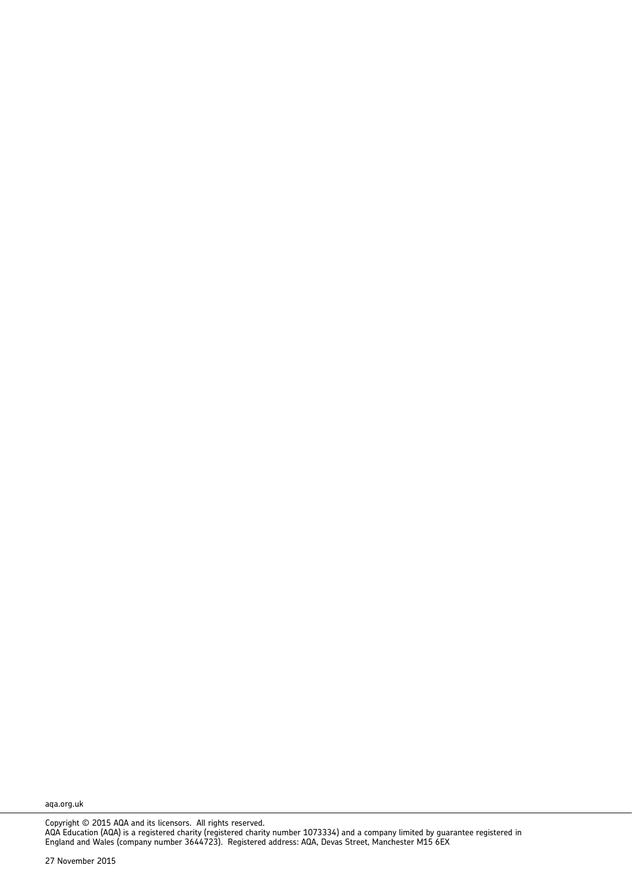aqa.org.uk

Copyright © 2015 AQA and its licensors. All rights reserved.
AQA Education (AQA) is a registered charity (registered charity number 1073334) and a company limited by guarantee registered in England and Wales (company number 3644723). Registered address: AQA, Devas Street, Manchester M15 6EX

27 November 2015